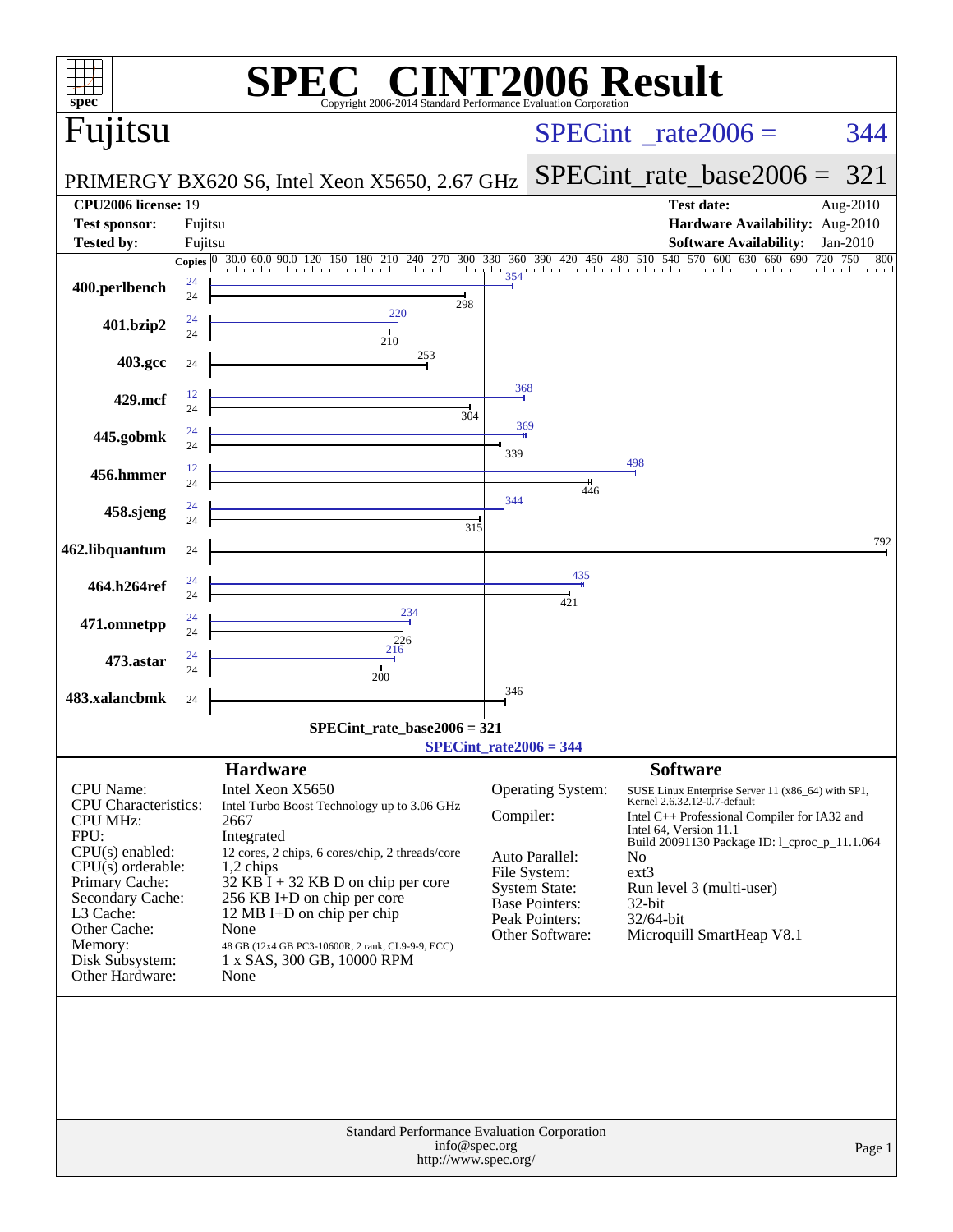# SPEC® CINT2006 Result

Copyright 2006-2014 Standard Performance Evaluation Corporation

## Fujitsu

PRIMERGY BX620 S6, Intel Xeon X5650, 2.67 GHz

SPECint_rate2006 = 344

SPECint_rate_base2006 = 321

| | | | |
|---|---|---|---|
| **CPU2006 license:** | 19 | **Test date:** | Aug-2010 |
| **Test sponsor:** | Fujitsu | **Hardware Availability:** | Aug-2010 |
| **Tested by:** | Fujitsu | **Software Availability:** | Jan-2010 |

| Benchmark | Copies (peak) | Peak | Copies (base) | Base |
|---|---|---|---|---|
| 400.perlbench | 24 | 354 | 24 | 298 |
| 401.bzip2 | 24 | 220 | 24 | 210 |
| 403.gcc | | | 24 | 253 |
| 429.mcf | 12 | 368 | 24 | 304 |
| 445.gobmk | 24 | 369 | 24 | 339 |
| 456.hmmer | 12 | 498 | 24 | 446 |
| 458.sjeng | 24 | 344 | 24 | 315 |
| 462.libquantum | | | 24 | 792 |
| 464.h264ref | 24 | 435 | 24 | 421 |
| 471.omnetpp | 24 | 234 | 24 | 226 |
| 473.astar | 24 | 216 | 24 | 200 |
| 483.xalancbmk | | | 24 | 346 |

SPECint_rate_base2006 = 321

SPECint_rate2006 = 344

## Hardware

| | |
|---|---|
| CPU Name: | Intel Xeon X5650 |
| CPU Characteristics: | Intel Turbo Boost Technology up to 3.06 GHz |
| CPU MHz: | 2667 |
| FPU: | Integrated |
| CPU(s) enabled: | 12 cores, 2 chips, 6 cores/chip, 2 threads/core |
| CPU(s) orderable: | 1,2 chips |
| Primary Cache: | 32 KB I + 32 KB D on chip per core |
| Secondary Cache: | 256 KB I+D on chip per core |
| L3 Cache: | 12 MB I+D on chip per chip |
| Other Cache: | None |
| Memory: | 48 GB (12x4 GB PC3-10600R, 2 rank, CL9-9-9, ECC) |
| Disk Subsystem: | 1 x SAS, 300 GB, 10000 RPM |
| Other Hardware: | None |

## Software

| | |
|---|---|
| Operating System: | SUSE Linux Enterprise Server 11 (x86_64) with SP1, Kernel 2.6.32.12-0.7-default |
| Compiler: | Intel C++ Professional Compiler for IA32 and Intel 64, Version 11.1 Build 20091130 Package ID: l_cproc_p_11.1.064 |
| Auto Parallel: | No |
| File System: | ext3 |
| System State: | Run level 3 (multi-user) |
| Base Pointers: | 32-bit |
| Peak Pointers: | 32/64-bit |
| Other Software: | Microquill SmartHeap V8.1 |

Standard Performance Evaluation Corporation
info@spec.org
http://www.spec.org/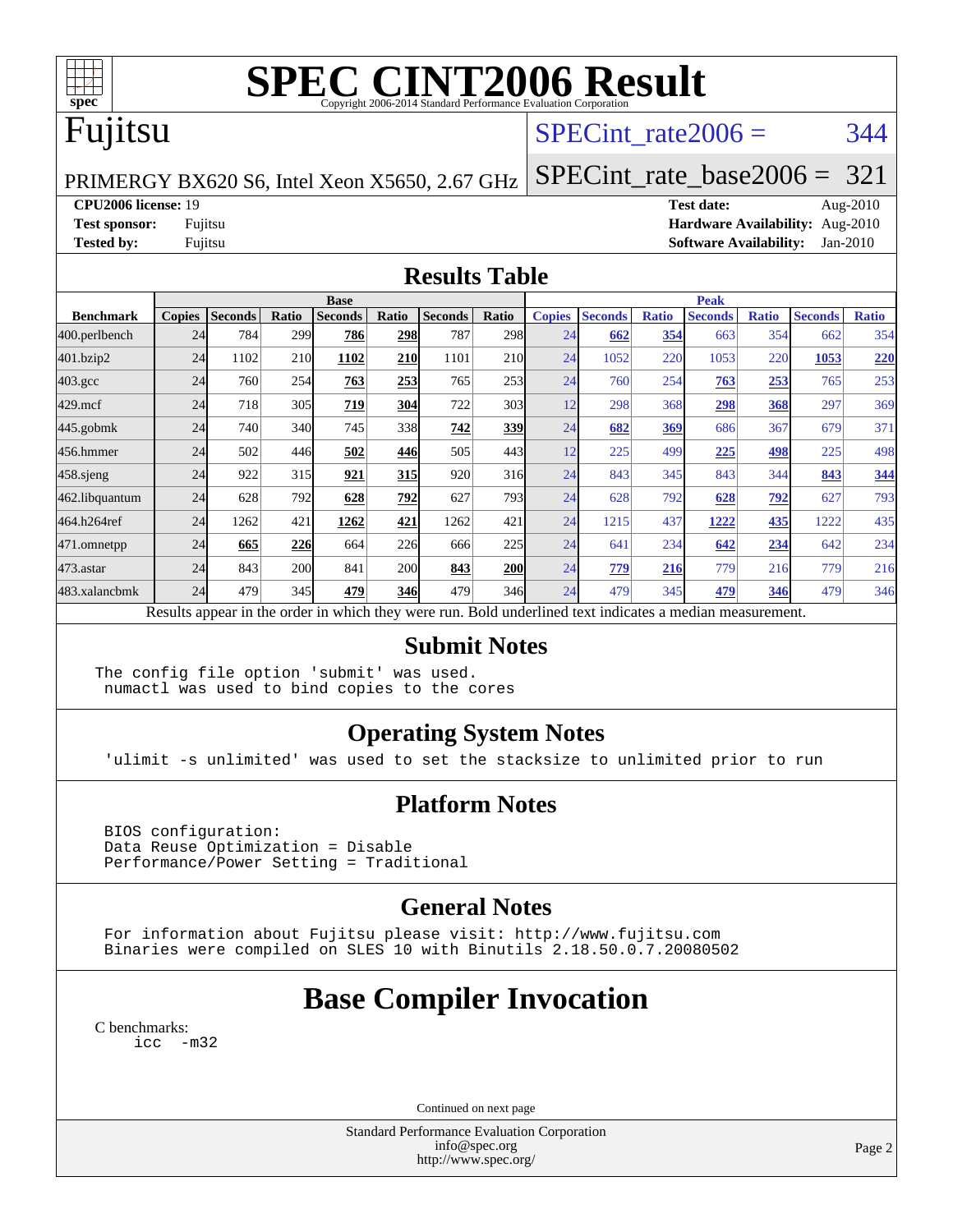# SPEC CINT2006 Result

Copyright 2006-2014 Standard Performance Evaluation Corporation

## Fujitsu

PRIMERGY BX620 S6, Intel Xeon X5650, 2.67 GHz

SPECint_rate2006 = 344

SPECint_rate_base2006 = 321

**CPU2006 license:** 19
**Test sponsor:** Fujitsu
**Tested by:** Fujitsu

**Test date:** Aug-2010
**Hardware Availability:** Aug-2010
**Software Availability:** Jan-2010

## Results Table

| Benchmark | Base | | | | | | | Peak | | | | | | |
|---|---|---|---|---|---|---|---|---|---|---|---|---|---|---|
| | Copies | Seconds | Ratio | Seconds | Ratio | Seconds | Ratio | Copies | Seconds | Ratio | Seconds | Ratio | Seconds | Ratio |
| 400.perlbench | 24 | 784 | 299 | **786** | **298** | 787 | 298 | 24 | **662** | **354** | 663 | 354 | 662 | 354 |
| 401.bzip2 | 24 | 1102 | 210 | **1102** | **210** | 1101 | 210 | 24 | 1052 | 220 | 1053 | 220 | **1053** | **220** |
| 403.gcc | 24 | 760 | 254 | **763** | **253** | 765 | 253 | 24 | 760 | 254 | **763** | **253** | 765 | 253 |
| 429.mcf | 24 | 718 | 305 | **719** | **304** | 722 | 303 | 12 | 298 | 368 | **298** | **368** | 297 | 369 |
| 445.gobmk | 24 | 740 | 340 | 745 | 338 | **742** | **339** | 24 | **682** | **369** | 686 | 367 | 679 | 371 |
| 456.hmmer | 24 | 502 | 446 | **502** | **446** | 505 | 443 | 12 | 225 | 499 | **225** | **498** | 225 | 498 |
| 458.sjeng | 24 | 922 | 315 | **921** | **315** | 920 | 316 | 24 | 843 | 345 | 843 | 344 | **843** | **344** |
| 462.libquantum | 24 | 628 | 792 | **628** | **792** | 627 | 793 | 24 | 628 | 792 | **628** | **792** | 627 | 793 |
| 464.h264ref | 24 | 1262 | 421 | **1262** | **421** | 1262 | 421 | 24 | 1215 | 437 | **1222** | **435** | 1222 | 435 |
| 471.omnetpp | 24 | **665** | **226** | 664 | 226 | 666 | 225 | 24 | 641 | 234 | **642** | **234** | 642 | 234 |
| 473.astar | 24 | 843 | 200 | 841 | 200 | **843** | **200** | 24 | **779** | **216** | 779 | 216 | 779 | 216 |
| 483.xalancbmk | 24 | 479 | 345 | **479** | **346** | 479 | 346 | 24 | 479 | 345 | **479** | **346** | 479 | 346 |

Results appear in the order in which they were run. Bold underlined text indicates a median measurement.

## Submit Notes

```
The config file option 'submit' was used.
 numactl was used to bind copies to the cores
```

## Operating System Notes

```
'ulimit -s unlimited' was used to set the stacksize to unlimited prior to run
```

## Platform Notes

```
BIOS configuration:
Data Reuse Optimization = Disable
Performance/Power Setting = Traditional
```

## General Notes

```
For information about Fujitsu please visit: http://www.fujitsu.com
Binaries were compiled on SLES 10 with Binutils 2.18.50.0.7.20080502
```

## Base Compiler Invocation

C benchmarks:

```
icc -m32
```

Continued on next page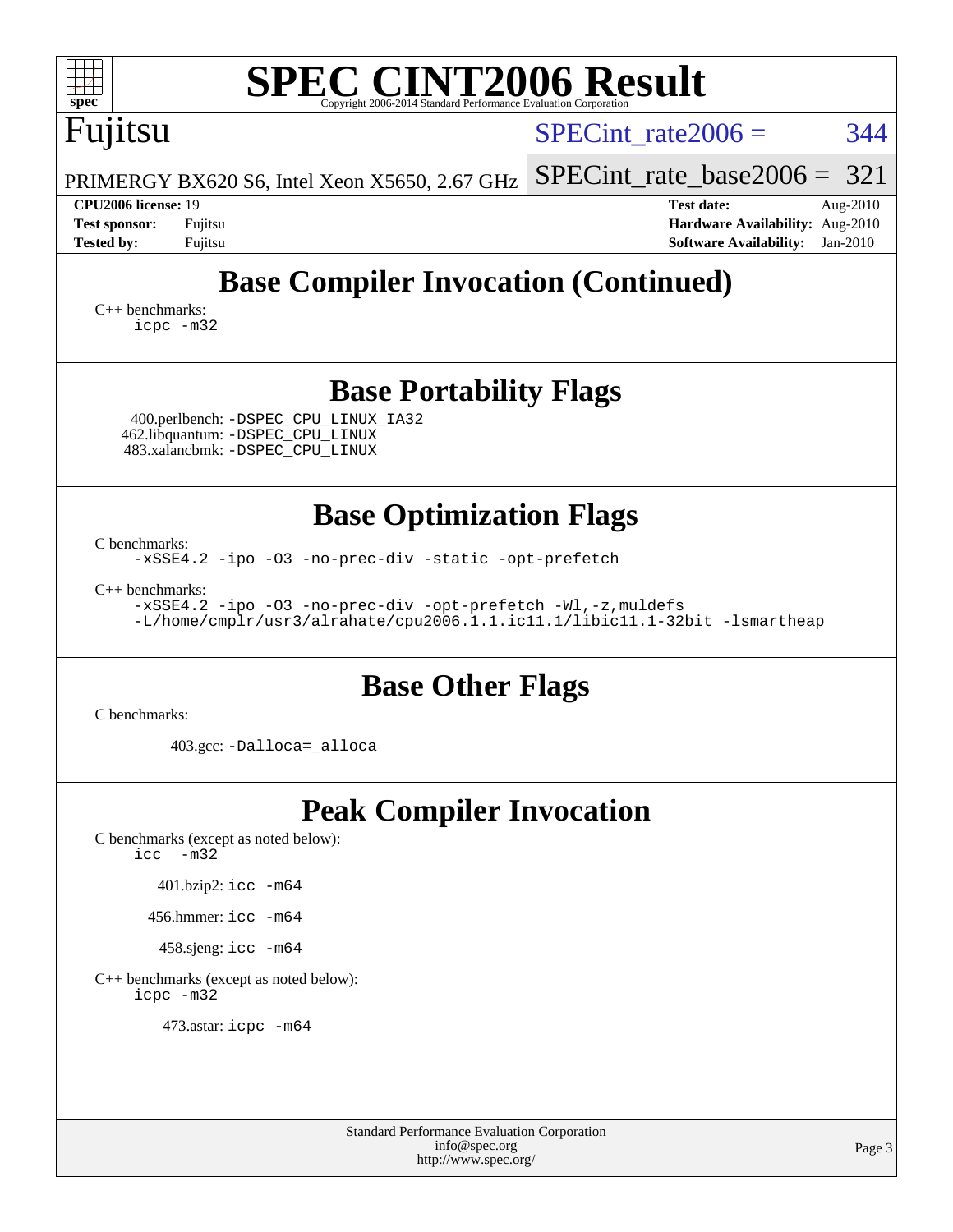# SPEC CINT2006 Result

Copyright 2006-2014 Standard Performance Evaluation Corporation

Fujitsu

PRIMERGY BX620 S6, Intel Xeon X5650, 2.67 GHz

SPECint_rate2006 = 344

SPECint_rate_base2006 = 321

**CPU2006 license:** 19
**Test sponsor:** Fujitsu
**Tested by:** Fujitsu

**Test date:** Aug-2010
**Hardware Availability:** Aug-2010
**Software Availability:** Jan-2010

## Base Compiler Invocation (Continued)

C++ benchmarks:
```
icpc -m32
```

## Base Portability Flags

400.perlbench: `-DSPEC_CPU_LINUX_IA32`
462.libquantum: `-DSPEC_CPU_LINUX`
483.xalancbmk: `-DSPEC_CPU_LINUX`

## Base Optimization Flags

C benchmarks:
```
-xSSE4.2 -ipo -O3 -no-prec-div -static -opt-prefetch
```

C++ benchmarks:
```
-xSSE4.2 -ipo -O3 -no-prec-div -opt-prefetch -Wl,-z,muldefs
-L/home/cmplr/usr3/alrahate/cpu2006.1.1.ic11.1/libic11.1-32bit -lsmartheap
```

## Base Other Flags

C benchmarks:

403.gcc: `-Dalloca=_alloca`

## Peak Compiler Invocation

C benchmarks (except as noted below):
```
icc -m32
```

401.bzip2: `icc -m64`

456.hmmer: `icc -m64`

458.sjeng: `icc -m64`

C++ benchmarks (except as noted below):
```
icpc -m32
```

473.astar: `icpc -m64`

Standard Performance Evaluation Corporation
info@spec.org
http://www.spec.org/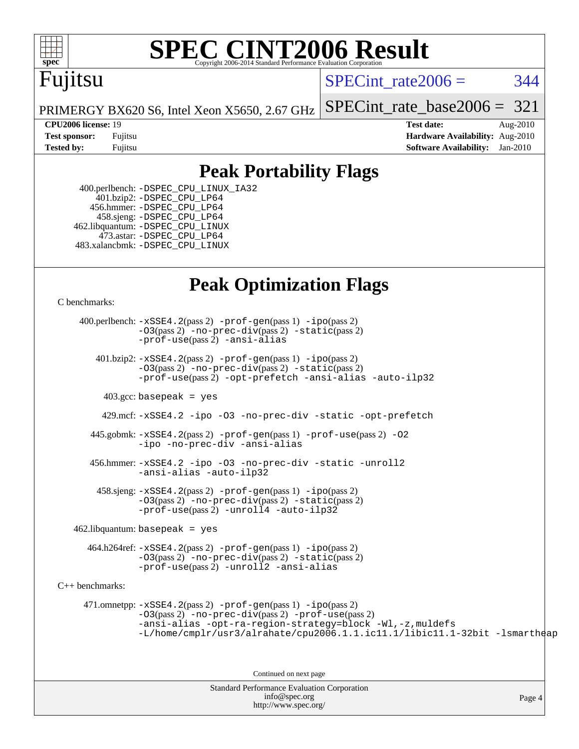# SPEC CINT2006 Result

Copyright 2006-2014 Standard Performance Evaluation Corporation

## Fujitsu

PRIMERGY BX620 S6, Intel Xeon X5650, 2.67 GHz

SPECint_rate2006 = 344

SPECint_rate_base2006 = 321

**CPU2006 license:** 19
**Test sponsor:** Fujitsu
**Tested by:** Fujitsu

**Test date:** Aug-2010
**Hardware Availability:** Aug-2010
**Software Availability:** Jan-2010

## Peak Portability Flags

400.perlbench: -DSPEC_CPU_LINUX_IA32
401.bzip2: -DSPEC_CPU_LP64
456.hmmer: -DSPEC_CPU_LP64
458.sjeng: -DSPEC_CPU_LP64
462.libquantum: -DSPEC_CPU_LINUX
473.astar: -DSPEC_CPU_LP64
483.xalancbmk: -DSPEC_CPU_LINUX

## Peak Optimization Flags

C benchmarks:

400.perlbench: -xSSE4.2(pass 2) -prof-gen(pass 1) -ipo(pass 2) -O3(pass 2) -no-prec-div(pass 2) -static(pass 2) -prof-use(pass 2) -ansi-alias

401.bzip2: -xSSE4.2(pass 2) -prof-gen(pass 1) -ipo(pass 2) -O3(pass 2) -no-prec-div(pass 2) -static(pass 2) -prof-use(pass 2) -opt-prefetch -ansi-alias -auto-ilp32

403.gcc: basepeak = yes

429.mcf: -xSSE4.2 -ipo -O3 -no-prec-div -static -opt-prefetch

445.gobmk: -xSSE4.2(pass 2) -prof-gen(pass 1) -prof-use(pass 2) -O2 -ipo -no-prec-div -ansi-alias

456.hmmer: -xSSE4.2 -ipo -O3 -no-prec-div -static -unroll2 -ansi-alias -auto-ilp32

458.sjeng: -xSSE4.2(pass 2) -prof-gen(pass 1) -ipo(pass 2) -O3(pass 2) -no-prec-div(pass 2) -static(pass 2) -prof-use(pass 2) -unroll4 -auto-ilp32

462.libquantum: basepeak = yes

464.h264ref: -xSSE4.2(pass 2) -prof-gen(pass 1) -ipo(pass 2) -O3(pass 2) -no-prec-div(pass 2) -static(pass 2) -prof-use(pass 2) -unroll2 -ansi-alias

C++ benchmarks:

471.omnetpp: -xSSE4.2(pass 2) -prof-gen(pass 1) -ipo(pass 2) -O3(pass 2) -no-prec-div(pass 2) -prof-use(pass 2) -ansi-alias -opt-ra-region-strategy=block -Wl,-z,muldefs -L/home/cmplr/usr3/alrahate/cpu2006.1.1.ic11.1/libic11.1-32bit -lsmartheap

Continued on next page

Standard Performance Evaluation Corporation
info@spec.org
http://www.spec.org/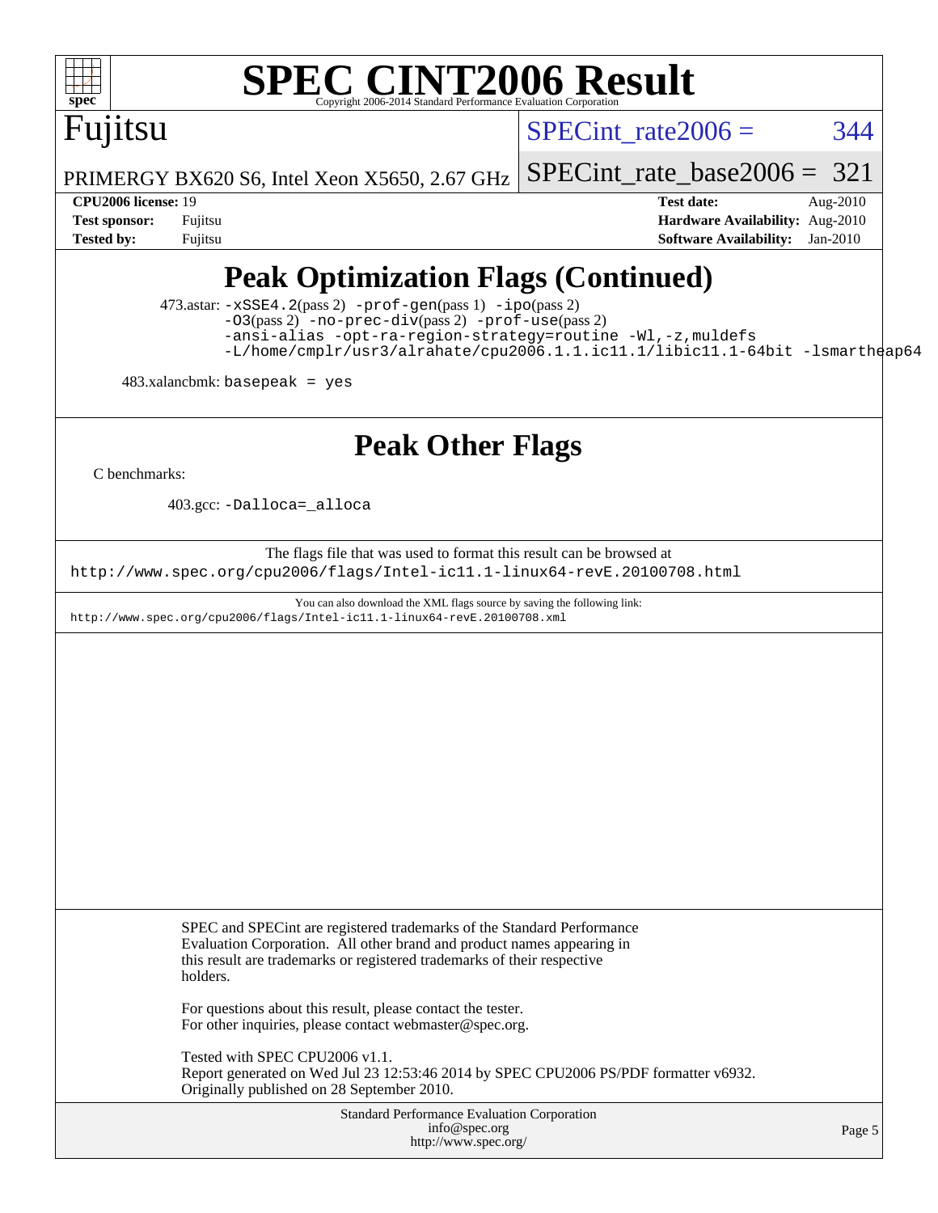# SPEC CINT2006 Result

Copyright 2006-2014 Standard Performance Evaluation Corporation

**Fujitsu**

PRIMERGY BX620 S6, Intel Xeon X5650, 2.67 GHz

SPECint_rate2006 = 344

SPECint_rate_base2006 = 321

| | | | |
|---|---|---|---|
| **CPU2006 license:** | 19 | **Test date:** | Aug-2010 |
| **Test sponsor:** | Fujitsu | **Hardware Availability:** | Aug-2010 |
| **Tested by:** | Fujitsu | **Software Availability:** | Jan-2010 |

## Peak Optimization Flags (Continued)

473.astar: -xSSE4.2(pass 2) -prof-gen(pass 1) -ipo(pass 2) -O3(pass 2) -no-prec-div(pass 2) -prof-use(pass 2) -ansi-alias -opt-ra-region-strategy=routine -Wl,-z,muldefs -L/home/cmplr/usr3/alrahate/cpu2006.1.1.ic11.1/libic11.1-64bit -lsmartheap64

483.xalancbmk: basepeak = yes

## Peak Other Flags

C benchmarks:

403.gcc: -Dalloca=_alloca

The flags file that was used to format this result can be browsed at
http://www.spec.org/cpu2006/flags/Intel-ic11.1-linux64-revE.20100708.html

You can also download the XML flags source by saving the following link:
http://www.spec.org/cpu2006/flags/Intel-ic11.1-linux64-revE.20100708.xml

SPEC and SPECint are registered trademarks of the Standard Performance Evaluation Corporation. All other brand and product names appearing in this result are trademarks or registered trademarks of their respective holders.

For questions about this result, please contact the tester.
For other inquiries, please contact webmaster@spec.org.

Tested with SPEC CPU2006 v1.1.
Report generated on Wed Jul 23 12:53:46 2014 by SPEC CPU2006 PS/PDF formatter v6932.
Originally published on 28 September 2010.

Standard Performance Evaluation Corporation
info@spec.org
http://www.spec.org/